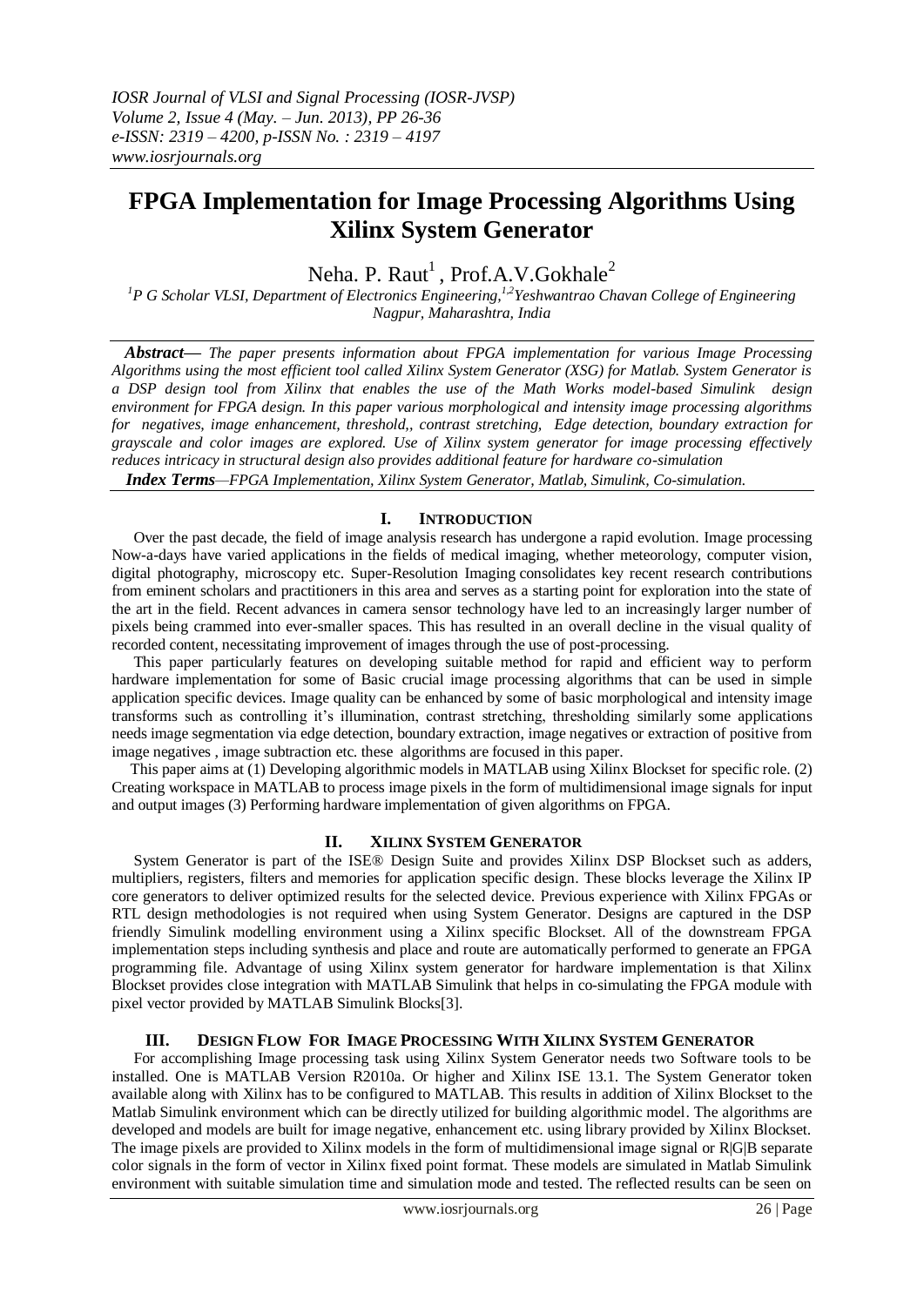# FPGA Implementation for Image Processing Algorithms Using Xilinx System Generator

Neha. P. Raut[1] , Prof.A.V.Gokhale[2]

[1]P G Scholar VLSI, Department of Electronics Engineering,[1,2]Yeshwantrao Chavan College of Engineering Nagpur, Maharashtra, India

***Abstract—*** *The paper presents information about FPGA implementation for various Image Processing Algorithms using the most efficient tool called Xilinx System Generator (XSG) for Matlab. System Generator is a DSP design tool from Xilinx that enables the use of the Math Works model-based Simulink design environment for FPGA design. In this paper various morphological and intensity image processing algorithms for negatives, image enhancement, threshold,, contrast stretching, Edge detection, boundary extraction for grayscale and color images are explored. Use of Xilinx system generator for image processing effectively reduces intricacy in structural design also provides additional feature for hardware co-simulation*

***Index Terms****—FPGA Implementation, Xilinx System Generator, Matlab, Simulink, Co-simulation.*

## I. Introduction

Over the past decade, the field of image analysis research has undergone a rapid evolution. Image processing Now-a-days have varied applications in the fields of medical imaging, whether meteorology, computer vision, digital photography, microscopy etc. Super-Resolution Imaging consolidates key recent research contributions from eminent scholars and practitioners in this area and serves as a starting point for exploration into the state of the art in the field. Recent advances in camera sensor technology have led to an increasingly larger number of pixels being crammed into ever-smaller spaces. This has resulted in an overall decline in the visual quality of recorded content, necessitating improvement of images through the use of post-processing.

This paper particularly features on developing suitable method for rapid and efficient way to perform hardware implementation for some of Basic crucial image processing algorithms that can be used in simple application specific devices. Image quality can be enhanced by some of basic morphological and intensity image transforms such as controlling it's illumination, contrast stretching, thresholding similarly some applications needs image segmentation via edge detection, boundary extraction, image negatives or extraction of positive from image negatives , image subtraction etc. these algorithms are focused in this paper.

This paper aims at (1) Developing algorithmic models in MATLAB using Xilinx Blockset for specific role. (2) Creating workspace in MATLAB to process image pixels in the form of multidimensional image signals for input and output images (3) Performing hardware implementation of given algorithms on FPGA.

## II. Xilinx System Generator

System Generator is part of the ISE® Design Suite and provides Xilinx DSP Blockset such as adders, multipliers, registers, filters and memories for application specific design. These blocks leverage the Xilinx IP core generators to deliver optimized results for the selected device. Previous experience with Xilinx FPGAs or RTL design methodologies is not required when using System Generator. Designs are captured in the DSP friendly Simulink modelling environment using a Xilinx specific Blockset. All of the downstream FPGA implementation steps including synthesis and place and route are automatically performed to generate an FPGA programming file. Advantage of using Xilinx system generator for hardware implementation is that Xilinx Blockset provides close integration with MATLAB Simulink that helps in co-simulating the FPGA module with pixel vector provided by MATLAB Simulink Blocks[3].

## III. Design Flow For Image Processing With Xilinx System Generator

For accomplishing Image processing task using Xilinx System Generator needs two Software tools to be installed. One is MATLAB Version R2010a. Or higher and Xilinx ISE 13.1. The System Generator token available along with Xilinx has to be configured to MATLAB. This results in addition of Xilinx Blockset to the Matlab Simulink environment which can be directly utilized for building algorithmic model. The algorithms are developed and models are built for image negative, enhancement etc. using library provided by Xilinx Blockset. The image pixels are provided to Xilinx models in the form of multidimensional image signal or R|G|B separate color signals in the form of vector in Xilinx fixed point format. These models are simulated in Matlab Simulink environment with suitable simulation time and simulation mode and tested. The reflected results can be seen on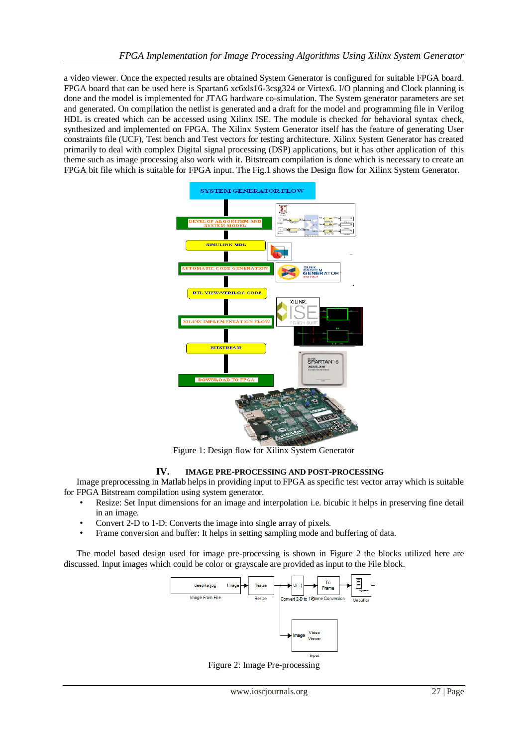a video viewer. Once the expected results are obtained System Generator is configured for suitable FPGA board. FPGA board that can be used here is Spartan6 xc6xls16-3csg324 or Virtex6. I/O planning and Clock planning is done and the model is implemented for JTAG hardware co-simulation. The System generator parameters are set and generated. On compilation the netlist is generated and a draft for the model and programming file in Verilog HDL is created which can be accessed using Xilinx ISE. The module is checked for behavioral syntax check, synthesized and implemented on FPGA. The Xilinx System Generator itself has the feature of generating User constraints file (UCF), Test bench and Test vectors for testing architecture. Xilinx System Generator has created primarily to deal with complex Digital signal processing (DSP) applications, but it has other application of this theme such as image processing also work with it. Bitstream compilation is done which is necessary to create an FPGA bit file which is suitable for FPGA input. The Fig.1 shows the Design flow for Xilinx System Generator.

Figure 1: Design flow for Xilinx System Generator

## IV. IMAGE PRE-PROCESSING AND POST-PROCESSING

Image preprocessing in Matlab helps in providing input to FPGA as specific test vector array which is suitable for FPGA Bitstream compilation using system generator.

- Resize: Set Input dimensions for an image and interpolation i.e. bicubic it helps in preserving fine detail in an image.
- Convert 2-D to 1-D: Converts the image into single array of pixels.
- Frame conversion and buffer: It helps in setting sampling mode and buffering of data.

The model based design used for image pre-processing is shown in Figure 2 the blocks utilized here are discussed. Input images which could be color or grayscale are provided as input to the File block.

Figure 2: Image Pre-processing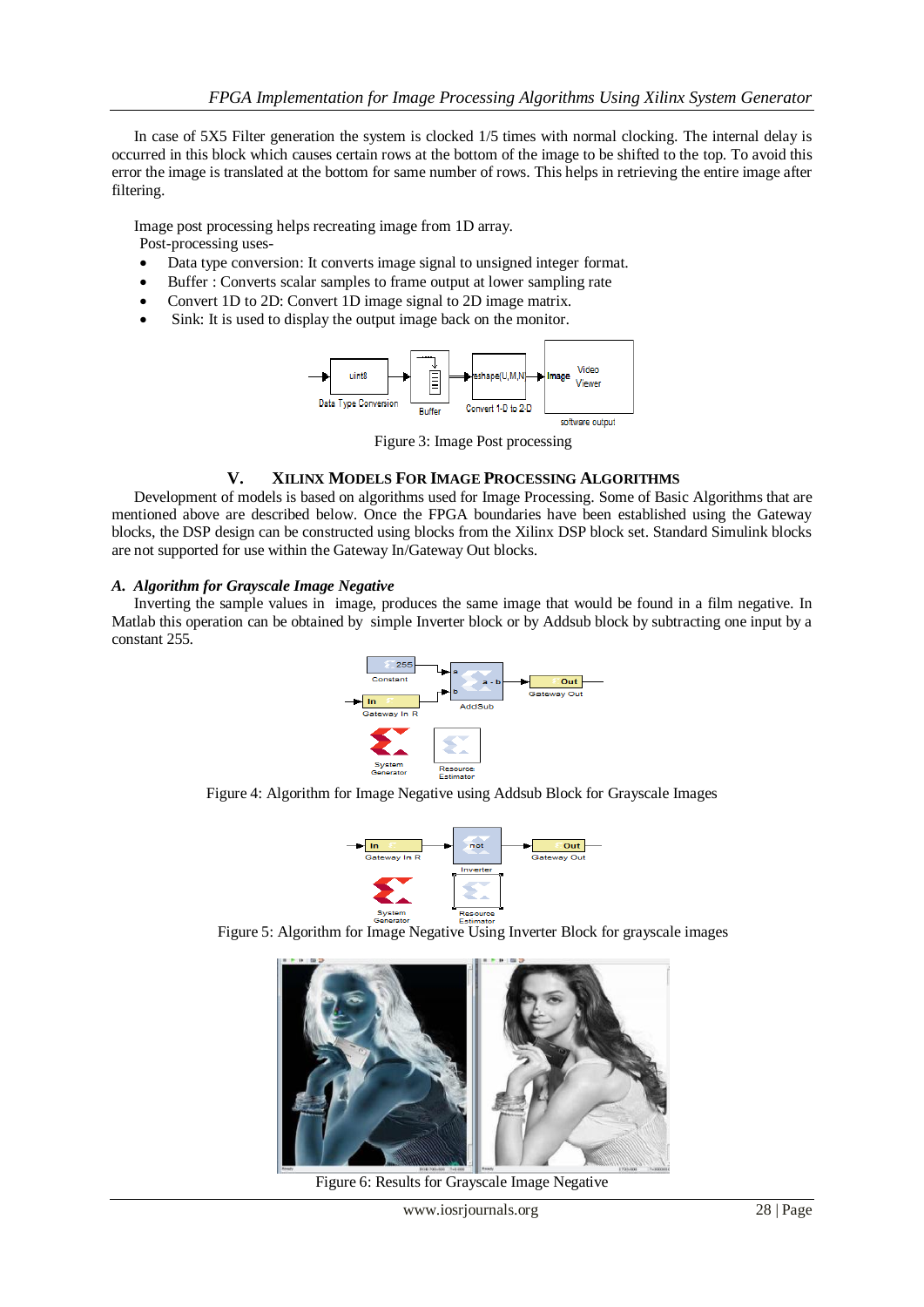In case of 5X5 Filter generation the system is clocked 1/5 times with normal clocking. The internal delay is occurred in this block which causes certain rows at the bottom of the image to be shifted to the top. To avoid this error the image is translated at the bottom for same number of rows. This helps in retrieving the entire image after filtering.

Image post processing helps recreating image from 1D array.
Post-processing uses-

- Data type conversion: It converts image signal to unsigned integer format.
- Buffer : Converts scalar samples to frame output at lower sampling rate
- Convert 1D to 2D: Convert 1D image signal to 2D image matrix.
- Sink: It is used to display the output image back on the monitor.

Figure 3: Image Post processing

## V. XILINX MODELS FOR IMAGE PROCESSING ALGORITHMS

Development of models is based on algorithms used for Image Processing. Some of Basic Algorithms that are mentioned above are described below. Once the FPGA boundaries have been established using the Gateway blocks, the DSP design can be constructed using blocks from the Xilinx DSP block set. Standard Simulink blocks are not supported for use within the Gateway In/Gateway Out blocks.

### *A. Algorithm for Grayscale Image Negative*

Inverting the sample values in image, produces the same image that would be found in a film negative. In Matlab this operation can be obtained by simple Inverter block or by Addsub block by subtracting one input by a constant 255.

Figure 4: Algorithm for Image Negative using Addsub Block for Grayscale Images

Figure 5: Algorithm for Image Negative Using Inverter Block for grayscale images

Figure 6: Results for Grayscale Image Negative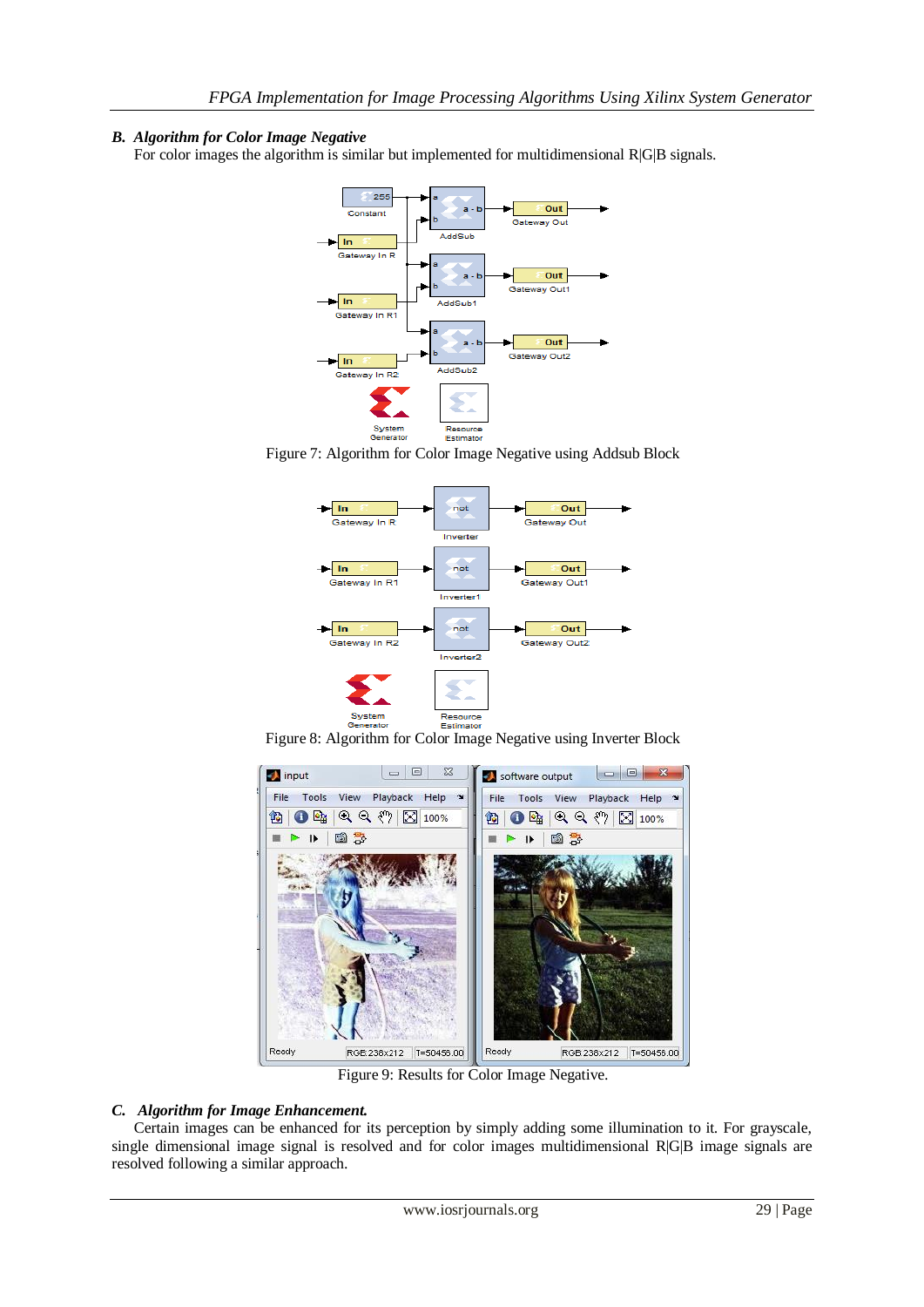### B. Algorithm for Color Image Negative

For color images the algorithm is similar but implemented for multidimensional R|G|B signals.

Figure 7: Algorithm for Color Image Negative using Addsub Block

Figure 8: Algorithm for Color Image Negative using Inverter Block

Figure 9: Results for Color Image Negative.

### C. Algorithm for Image Enhancement.

Certain images can be enhanced for its perception by simply adding some illumination to it. For grayscale, single dimensional image signal is resolved and for color images multidimensional R|G|B image signals are resolved following a similar approach.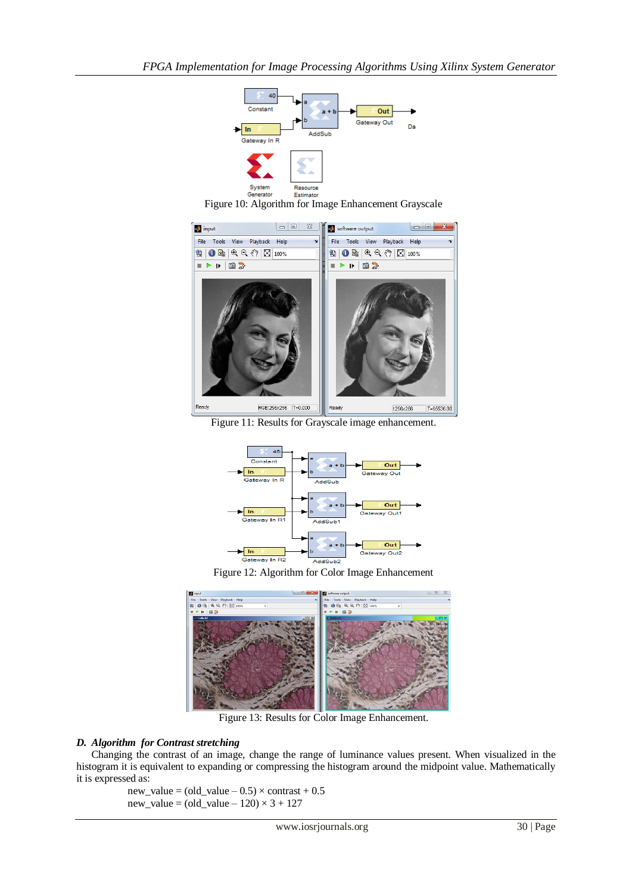Figure 10: Algorithm for Image Enhancement Grayscale

Figure 11: Results for Grayscale image enhancement.

Figure 12: Algorithm for Color Image Enhancement

Figure 13: Results for Color Image Enhancement.

### D. Algorithm for Contrast stretching

Changing the contrast of an image, change the range of luminance values present. When visualized in the histogram it is equivalent to expanding or compressing the histogram around the midpoint value. Mathematically it is expressed as:

new_value = (old_value – 0.5) × contrast + 0.5

new_value = (old_value – 120) × 3 + 127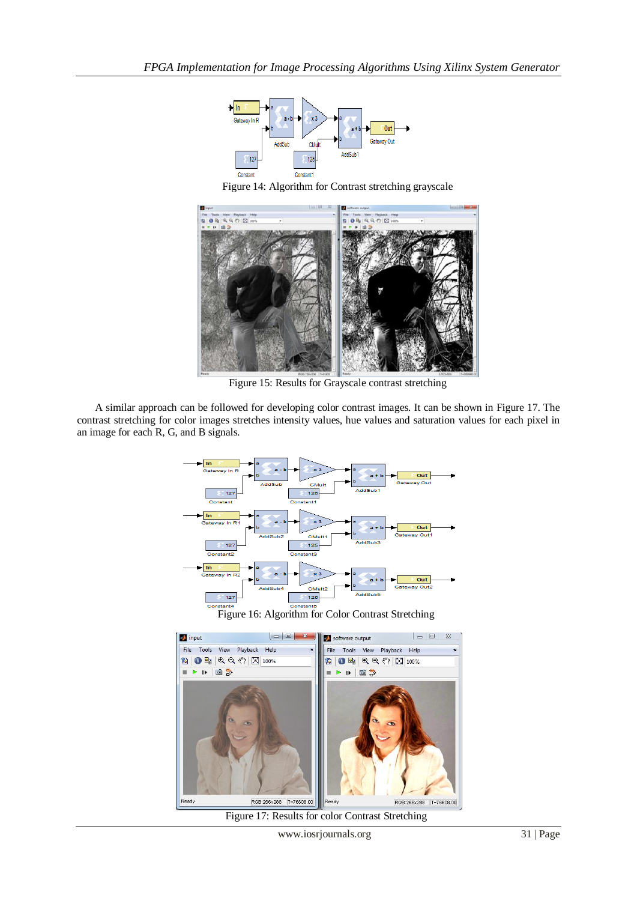Figure 14: Algorithm for Contrast stretching grayscale

Figure 15: Results for Grayscale contrast stretching

A similar approach can be followed for developing color contrast images. It can be shown in Figure 17. The contrast stretching for color images stretches intensity values, hue values and saturation values for each pixel in an image for each R, G, and B signals.

Figure 16: Algorithm for Color Contrast Stretching

Figure 17: Results for color Contrast Stretching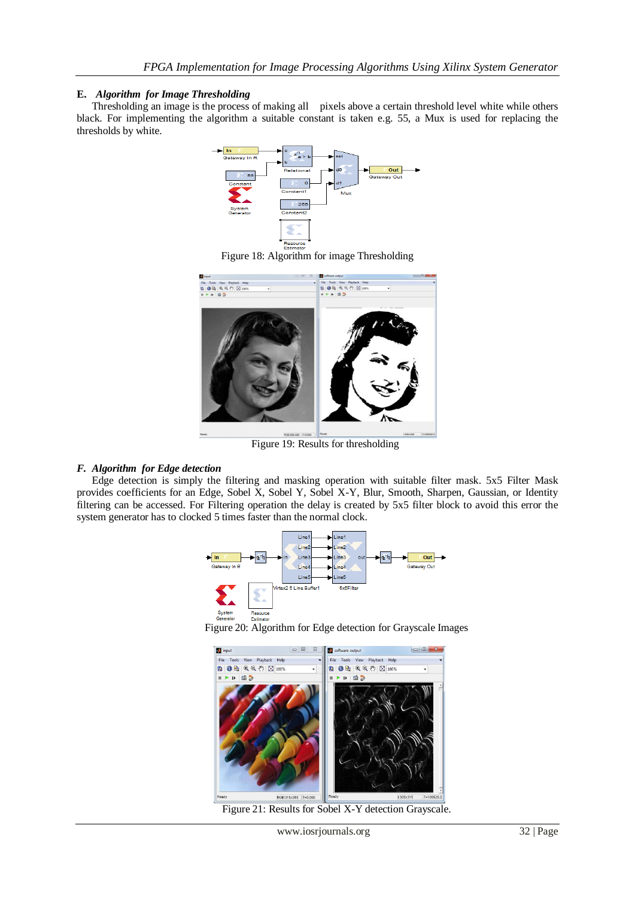### E. *Algorithm for Image Thresholding*

Thresholding an image is the process of making all pixels above a certain threshold level white while others black. For implementing the algorithm a suitable constant is taken e.g. 55, a Mux is used for replacing the thresholds by white.

Figure 18: Algorithm for image Thresholding

Figure 19: Results for thresholding

### F. *Algorithm for Edge detection*

Edge detection is simply the filtering and masking operation with suitable filter mask. 5x5 Filter Mask provides coefficients for an Edge, Sobel X, Sobel Y, Sobel X-Y, Blur, Smooth, Sharpen, Gaussian, or Identity filtering can be accessed. For Filtering operation the delay is created by 5x5 filter block to avoid this error the system generator has to clocked 5 times faster than the normal clock.

Figure 20: Algorithm for Edge detection for Grayscale Images

Figure 21: Results for Sobel X-Y detection Grayscale.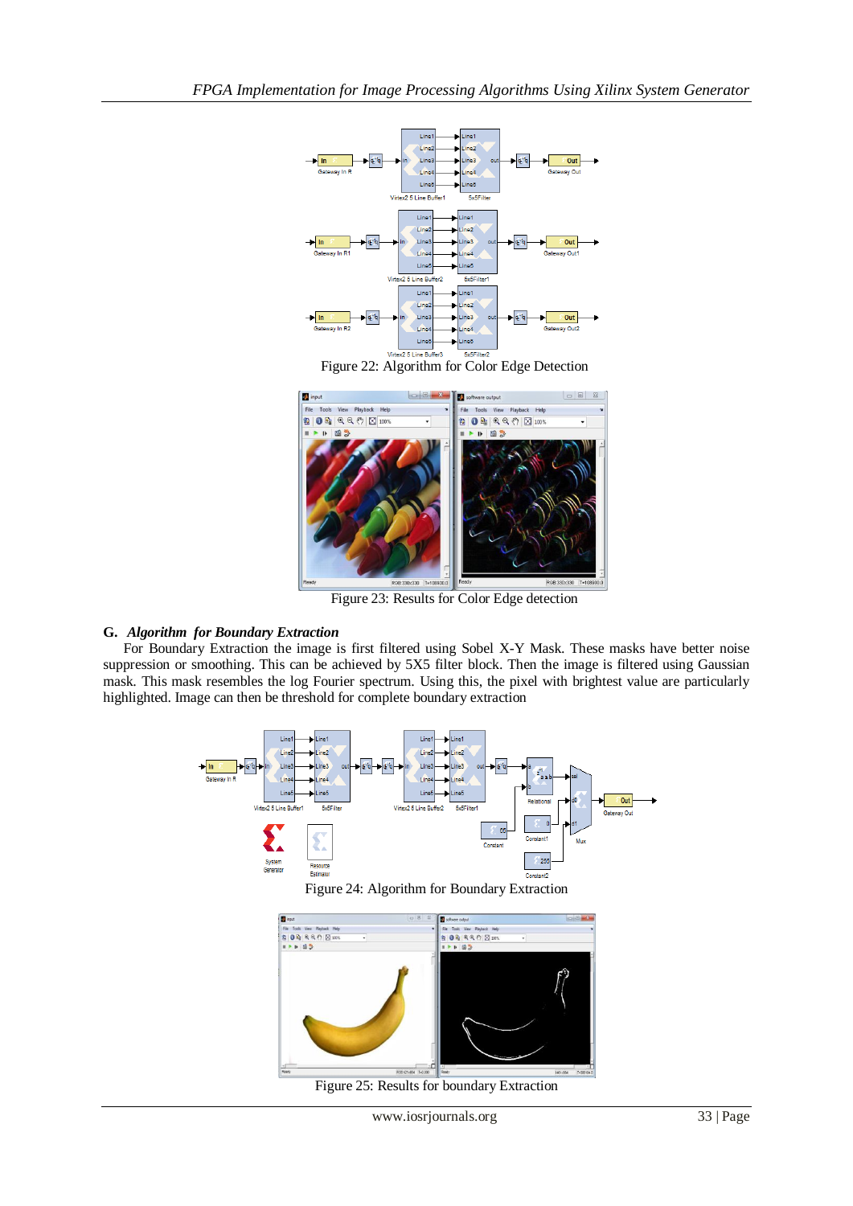Figure 22: Algorithm for Color Edge Detection

Figure 23: Results for Color Edge detection

### G. *Algorithm for Boundary Extraction*

For Boundary Extraction the image is first filtered using Sobel X-Y Mask. These masks have better noise suppression or smoothing. This can be achieved by 5X5 filter block. Then the image is filtered using Gaussian mask. This mask resembles the log Fourier spectrum. Using this, the pixel with brightest value are particularly highlighted. Image can then be threshold for complete boundary extraction

Figure 24: Algorithm for Boundary Extraction

Figure 25: Results for boundary Extraction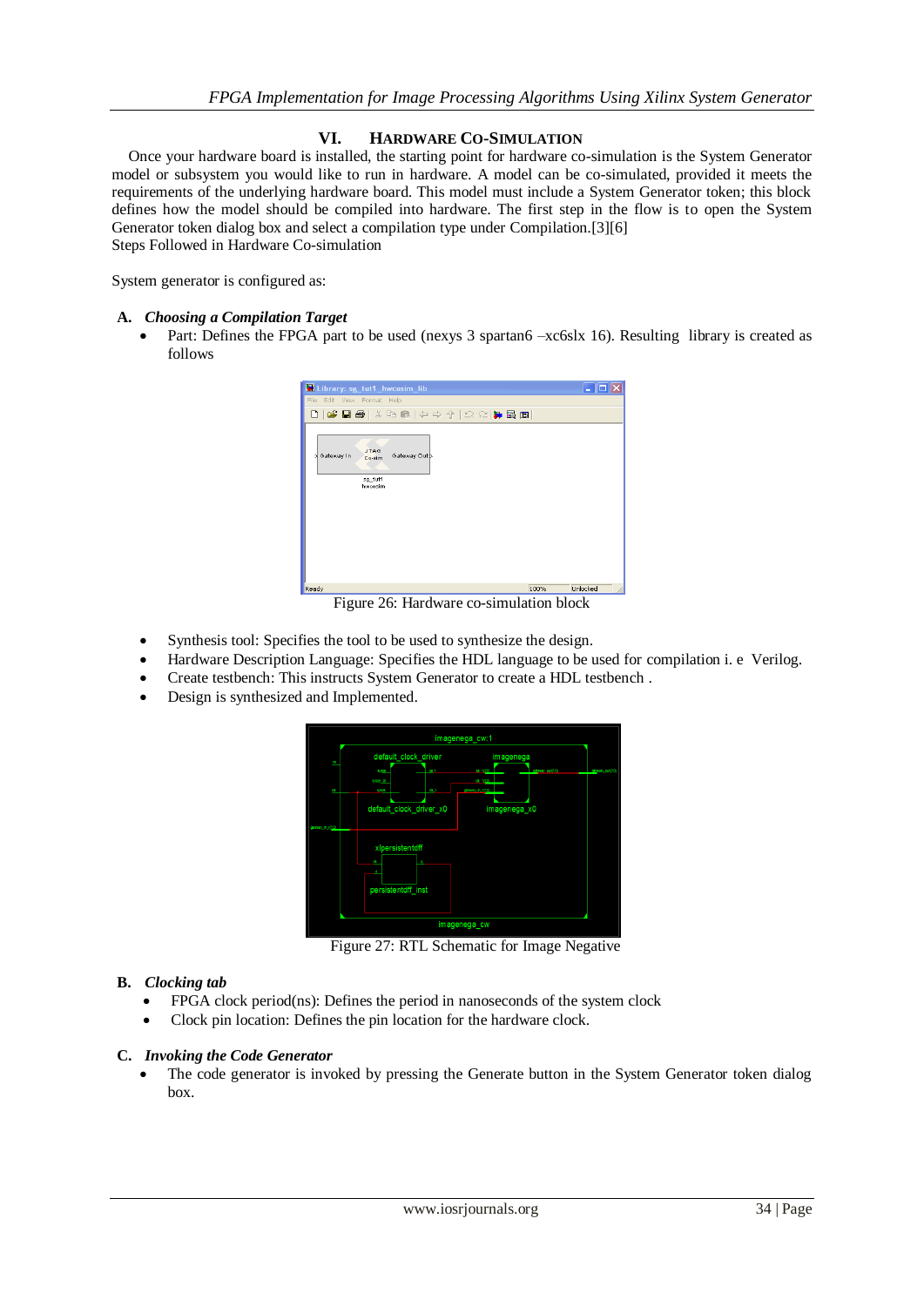## VI. HARDWARE CO-SIMULATION

Once your hardware board is installed, the starting point for hardware co-simulation is the System Generator model or subsystem you would like to run in hardware. A model can be co-simulated, provided it meets the requirements of the underlying hardware board. This model must include a System Generator token; this block defines how the model should be compiled into hardware. The first step in the flow is to open the System Generator token dialog box and select a compilation type under Compilation.[3][6]

Steps Followed in Hardware Co-simulation

System generator is configured as:

### A. *Choosing a Compilation Target*

- Part: Defines the FPGA part to be used (nexys 3 spartan6 –xc6slx 16). Resulting library is created as follows

Figure 26: Hardware co-simulation block

- Synthesis tool: Specifies the tool to be used to synthesize the design.
- Hardware Description Language: Specifies the HDL language to be used for compilation i. e Verilog.
- Create testbench: This instructs System Generator to create a HDL testbench .
- Design is synthesized and Implemented.

Figure 27: RTL Schematic for Image Negative

### B. *Clocking tab*

- FPGA clock period(ns): Defines the period in nanoseconds of the system clock
- Clock pin location: Defines the pin location for the hardware clock.

### C. *Invoking the Code Generator*

- The code generator is invoked by pressing the Generate button in the System Generator token dialog box.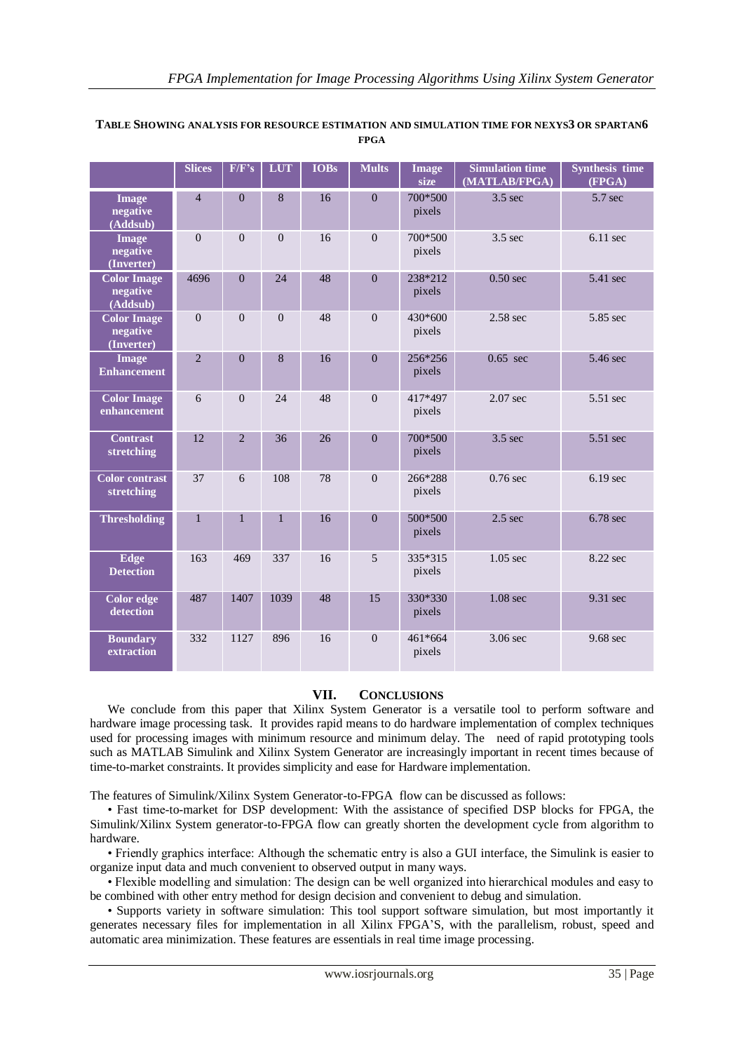**TABLE SHOWING ANALYSIS FOR RESOURCE ESTIMATION AND SIMULATION TIME FOR NEXYS3 OR SPARTAN6 FPGA**

| | Slices | F/F's | LUT | IOBs | Mults | Image size | Simulation time (MATLAB/FPGA) | Synthesis time (FPGA) |
|---|---|---|---|---|---|---|---|---|
| **Image negative (Addsub)** | 4 | 0 | 8 | 16 | 0 | 700*500 pixels | 3.5 sec | 5.7 sec |
| **Image negative (Inverter)** | 0 | 0 | 0 | 16 | 0 | 700*500 pixels | 3.5 sec | 6.11 sec |
| **Color Image negative (Addsub)** | 4696 | 0 | 24 | 48 | 0 | 238*212 pixels | 0.50 sec | 5.41 sec |
| **Color Image negative (Inverter)** | 0 | 0 | 0 | 48 | 0 | 430*600 pixels | 2.58 sec | 5.85 sec |
| **Image Enhancement** | 2 | 0 | 8 | 16 | 0 | 256*256 pixels | 0.65 sec | 5.46 sec |
| **Color Image enhancement** | 6 | 0 | 24 | 48 | 0 | 417*497 pixels | 2.07 sec | 5.51 sec |
| **Contrast stretching** | 12 | 2 | 36 | 26 | 0 | 700*500 pixels | 3.5 sec | 5.51 sec |
| **Color contrast stretching** | 37 | 6 | 108 | 78 | 0 | 266*288 pixels | 0.76 sec | 6.19 sec |
| **Thresholding** | 1 | 1 | 1 | 16 | 0 | 500*500 pixels | 2.5 sec | 6.78 sec |
| **Edge Detection** | 163 | 469 | 337 | 16 | 5 | 335*315 pixels | 1.05 sec | 8.22 sec |
| **Color edge detection** | 487 | 1407 | 1039 | 48 | 15 | 330*330 pixels | 1.08 sec | 9.31 sec |
| **Boundary extraction** | 332 | 1127 | 896 | 16 | 0 | 461*664 pixels | 3.06 sec | 9.68 sec |

## VII. CONCLUSIONS

We conclude from this paper that Xilinx System Generator is a versatile tool to perform software and hardware image processing task. It provides rapid means to do hardware implementation of complex techniques used for processing images with minimum resource and minimum delay. The need of rapid prototyping tools such as MATLAB Simulink and Xilinx System Generator are increasingly important in recent times because of time-to-market constraints. It provides simplicity and ease for Hardware implementation.

The features of Simulink/Xilinx System Generator-to-FPGA flow can be discussed as follows:

- Fast time-to-market for DSP development: With the assistance of specified DSP blocks for FPGA, the Simulink/Xilinx System generator-to-FPGA flow can greatly shorten the development cycle from algorithm to hardware.
- Friendly graphics interface: Although the schematic entry is also a GUI interface, the Simulink is easier to organize input data and much convenient to observed output in many ways.
- Flexible modelling and simulation: The design can be well organized into hierarchical modules and easy to be combined with other entry method for design decision and convenient to debug and simulation.
- Supports variety in software simulation: This tool support software simulation, but most importantly it generates necessary files for implementation in all Xilinx FPGA'S, with the parallelism, robust, speed and automatic area minimization. These features are essentials in real time image processing.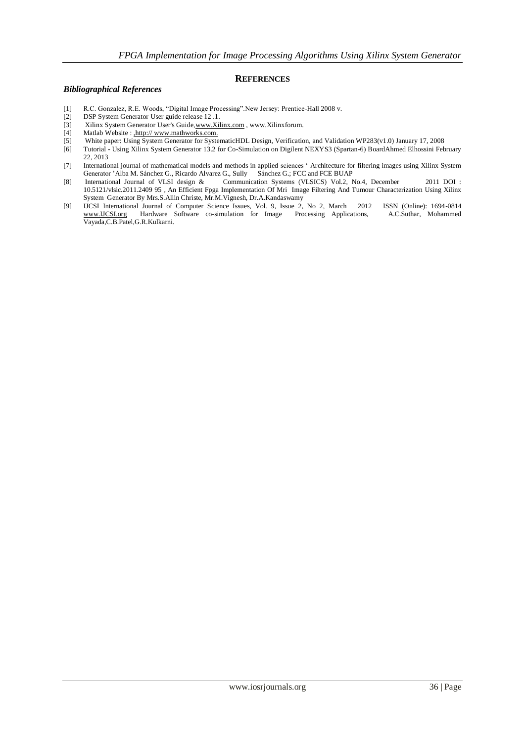## REFERENCES

### *Bibliographical References*

[1] R.C. Gonzalez, R.E. Woods, "Digital Image Processing".New Jersey: Prentice-Hall 2008 v.

[2] DSP System Generator User guide release 12 .1.

[3] Xilinx System Generator User's Guide,www.Xilinx.com , www.Xilinxforum.

[4] Matlab Website : ,http:// www.mathworks.com.

[5] White paper: Using System Generator for SystematicHDL Design, Verification, and Validation WP283(v1.0) January 17, 2008

[6] Tutorial - Using Xilinx System Generator 13.2 for Co-Simulation on Digilent NEXYS3 (Spartan-6) BoardAhmed Elhossini February 22, 2013

[7] International journal of mathematical models and methods in applied sciences ' Architecture for filtering images using Xilinx System Generator 'Alba M. Sánchez G., Ricardo Alvarez G., Sully Sánchez G.; FCC and FCE BUAP

[8] International Journal of VLSI design & Communication Systems (VLSICS) Vol.2, No.4, December 2011 DOI : 10.5121/vlsic.2011.2409 95 , An Efficient Fpga Implementation Of Mri Image Filtering And Tumour Characterization Using Xilinx System Generator By Mrs.S.Allin Christe, Mr.M.Vignesh, Dr.A.Kandaswamy

[9] IJCSI International Journal of Computer Science Issues, Vol. 9, Issue 2, No 2, March 2012 ISSN (Online): 1694-0814 www.IJCSI.org Hardware Software co-simulation for Image Processing Applications, A.C.Suthar, Mohammed Vayada,C.B.Patel,G.R.Kulkarni.